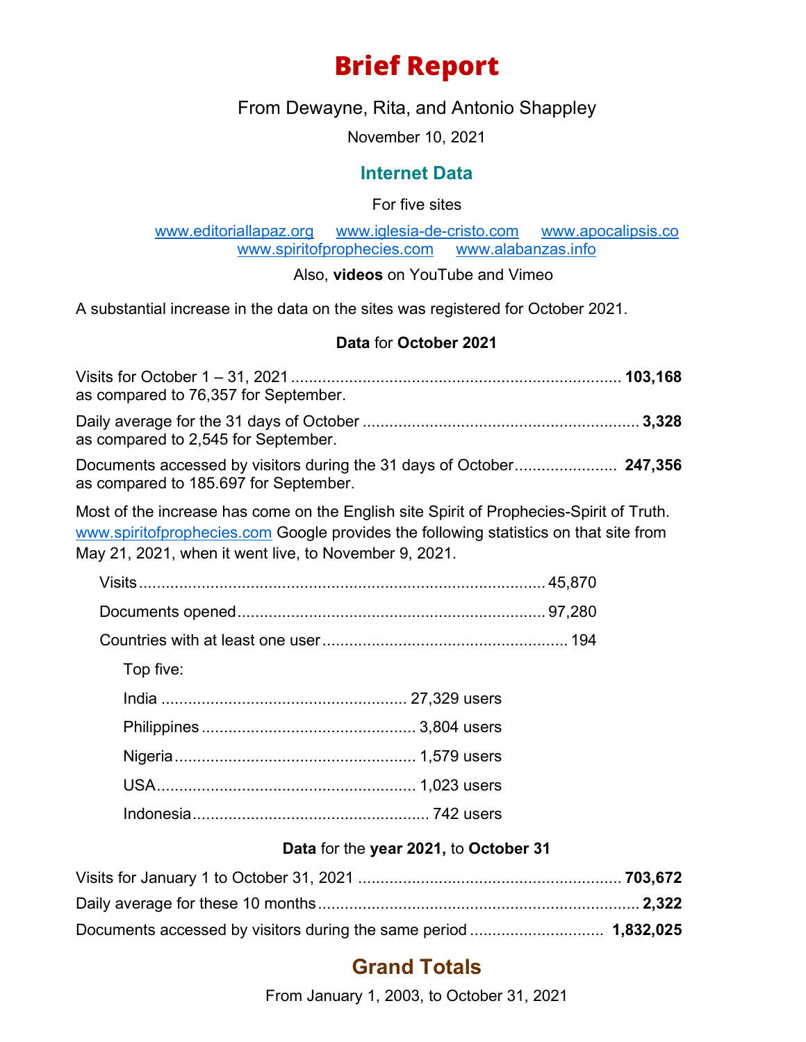# Brief Report

From Dewayne, Rita, and Antonio Shappley

November 10, 2021

## Internet Data

For five sites

www.editoriallapaz.org www.iglesia-de-cristo.com www.apocalipsis.co www.spiritofprophecies.com www.alabanzas.info

Also, **videos** on YouTube and Vimeo

A substantial increase in the data on the sites was registered for October 2021.

### **Data** for **October 2021**

Visits for October 1 – 31, 2021 ........ **103,168**
as compared to 76,357 for September.

Daily average for the 31 days of October ........ **3,328**
as compared to 2,545 for September.

Documents accessed by visitors during the 31 days of October ........ **247,356**
as compared to 185.697 for September.

Most of the increase has come on the English site Spirit of Prophecies-Spirit of Truth. www.spiritofprophecies.com Google provides the following statistics on that site from May 21, 2021, when it went live, to November 9, 2021.

- Visits ........ 45,870
- Documents opened ........ 97,280
- Countries with at least one user ........ 194

  Top five:

  - India ........ 27,329 users
  - Philippines ........ 3,804 users
  - Nigeria ........ 1,579 users
  - USA ........ 1,023 users
  - Indonesia ........ 742 users

### **Data** for the **year 2021,** to **October 31**

Visits for January 1 to October 31, 2021 ........ **703,672**

Daily average for these 10 months ........ **2,322**

Documents accessed by visitors during the same period ........ **1,832,025**

## Grand Totals

From January 1, 2003, to October 31, 2021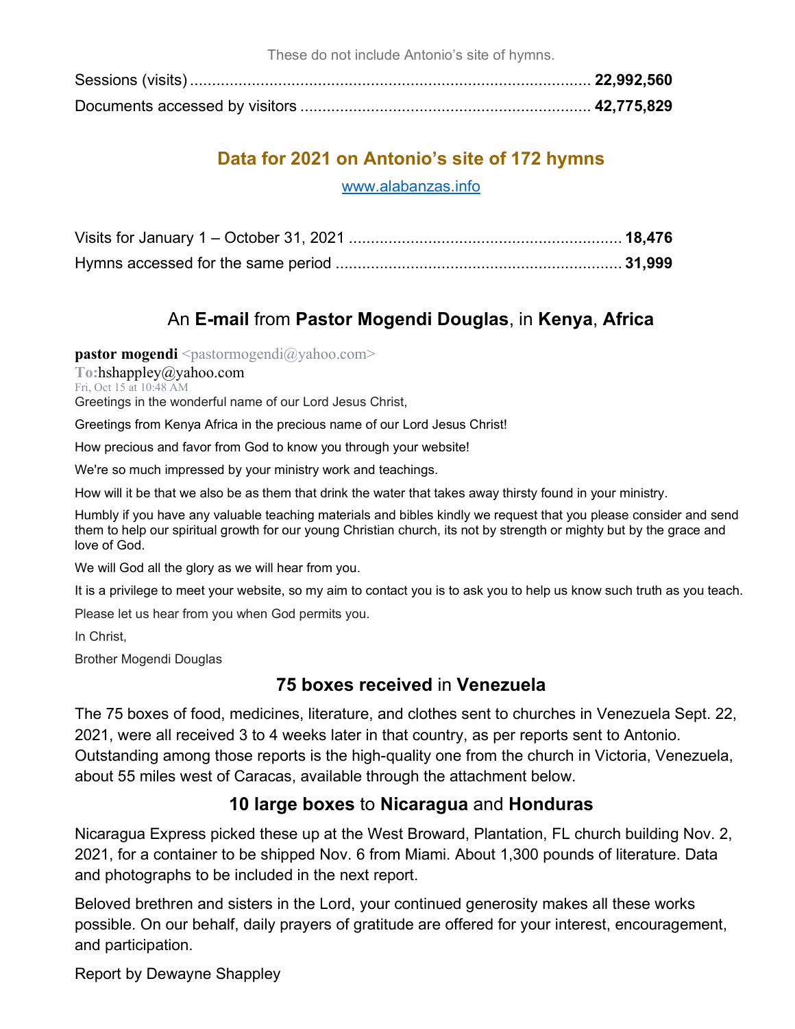These do not include Antonio's site of hymns.

| | |
|---|---|
| Sessions (visits) | **22,992,560** |
| Documents accessed by visitors | **42,775,829** |

## Data for 2021 on Antonio's site of 172 hymns

www.alabanzas.info

| | |
|---|---|
| Visits for January 1 – October 31, 2021 | **18,476** |
| Hymns accessed for the same period | **31,999** |

## An **E-mail** from **Pastor Mogendi Douglas**, in **Kenya**, **Africa**

**pastor mogendi** <pastormogendi@yahoo.com>
To: hshappley@yahoo.com
Fri, Oct 15 at 10:48 AM

Greetings in the wonderful name of our Lord Jesus Christ,

Greetings from Kenya Africa in the precious name of our Lord Jesus Christ!

How precious and favor from God to know you through your website!

We're so much impressed by your ministry work and teachings.

How will it be that we also be as them that drink the water that takes away thirsty found in your ministry.

Humbly if you have any valuable teaching materials and bibles kindly we request that you please consider and send them to help our spiritual growth for our young Christian church, its not by strength or mighty but by the grace and love of God.

We will God all the glory as we will hear from you.

It is a privilege to meet your website, so my aim to contact you is to ask you to help us know such truth as you teach.

Please let us hear from you when God permits you.

In Christ,

Brother Mogendi Douglas

## **75 boxes received** in **Venezuela**

The 75 boxes of food, medicines, literature, and clothes sent to churches in Venezuela Sept. 22, 2021, were all received 3 to 4 weeks later in that country, as per reports sent to Antonio. Outstanding among those reports is the high-quality one from the church in Victoria, Venezuela, about 55 miles west of Caracas, available through the attachment below.

## **10 large boxes** to **Nicaragua** and **Honduras**

Nicaragua Express picked these up at the West Broward, Plantation, FL church building Nov. 2, 2021, for a container to be shipped Nov. 6 from Miami. About 1,300 pounds of literature. Data and photographs to be included in the next report.

Beloved brethren and sisters in the Lord, your continued generosity makes all these works possible. On our behalf, daily prayers of gratitude are offered for your interest, encouragement, and participation.

Report by Dewayne Shappley